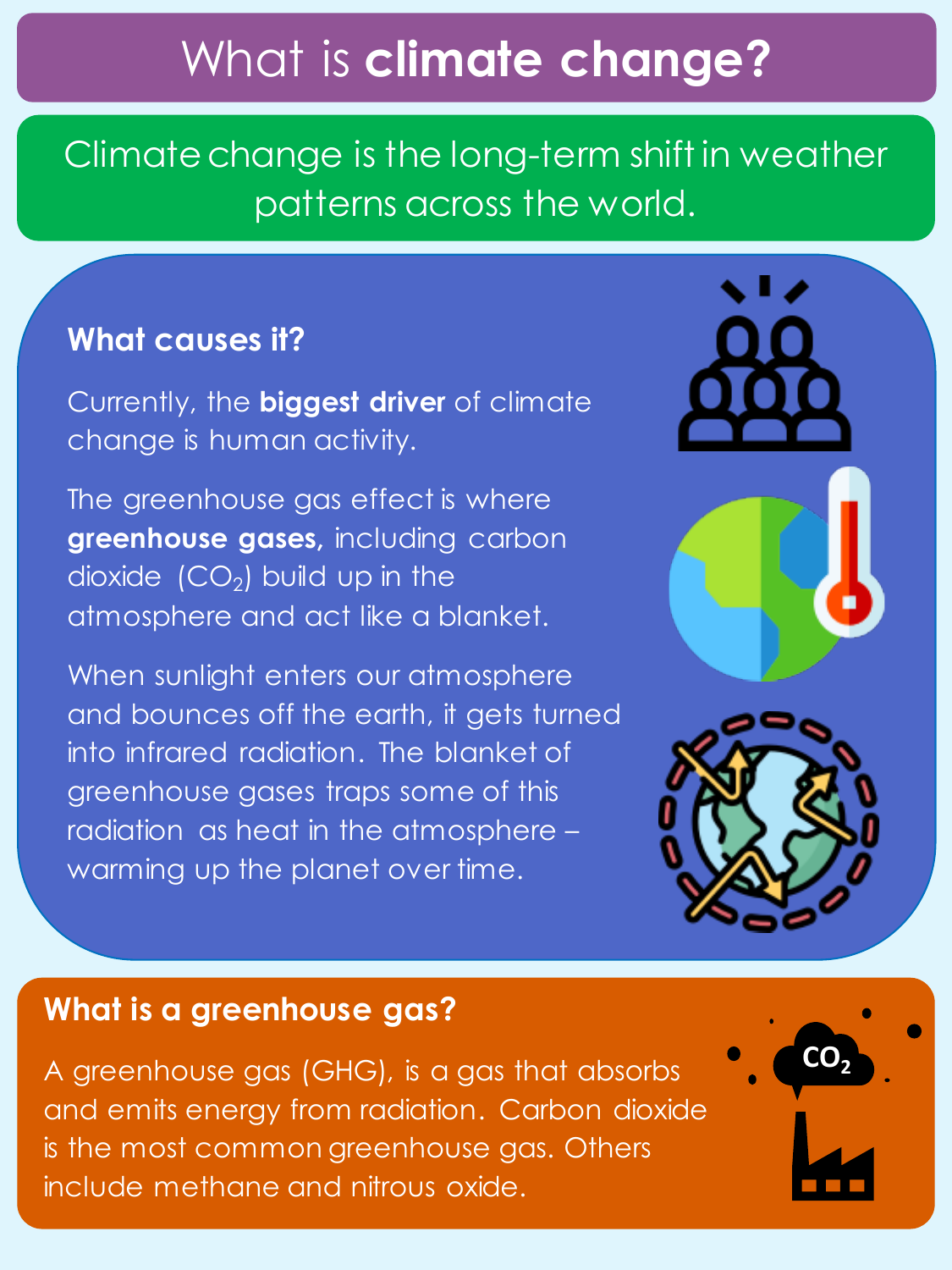# What is **climate change?**

Climate change is the long-term shift in weather patterns across the world.

## What causes it?

Currently, the **biggest driver** of climate change is human activity.

The greenhouse gas effect is where **greenhouse gases,** including carbon dioxide ($CO_2$) build up in the atmosphere and act like a blanket.

When sunlight enters our atmosphere and bounces off the earth, it gets turned into infrared radiation. The blanket of greenhouse gases traps some of this radiation as heat in the atmosphere – warming up the planet over time.

## What is a greenhouse gas?

A greenhouse gas (GHG), is a gas that absorbs and emits energy from radiation. Carbon dioxide is the most common greenhouse gas. Others include methane and nitrous oxide.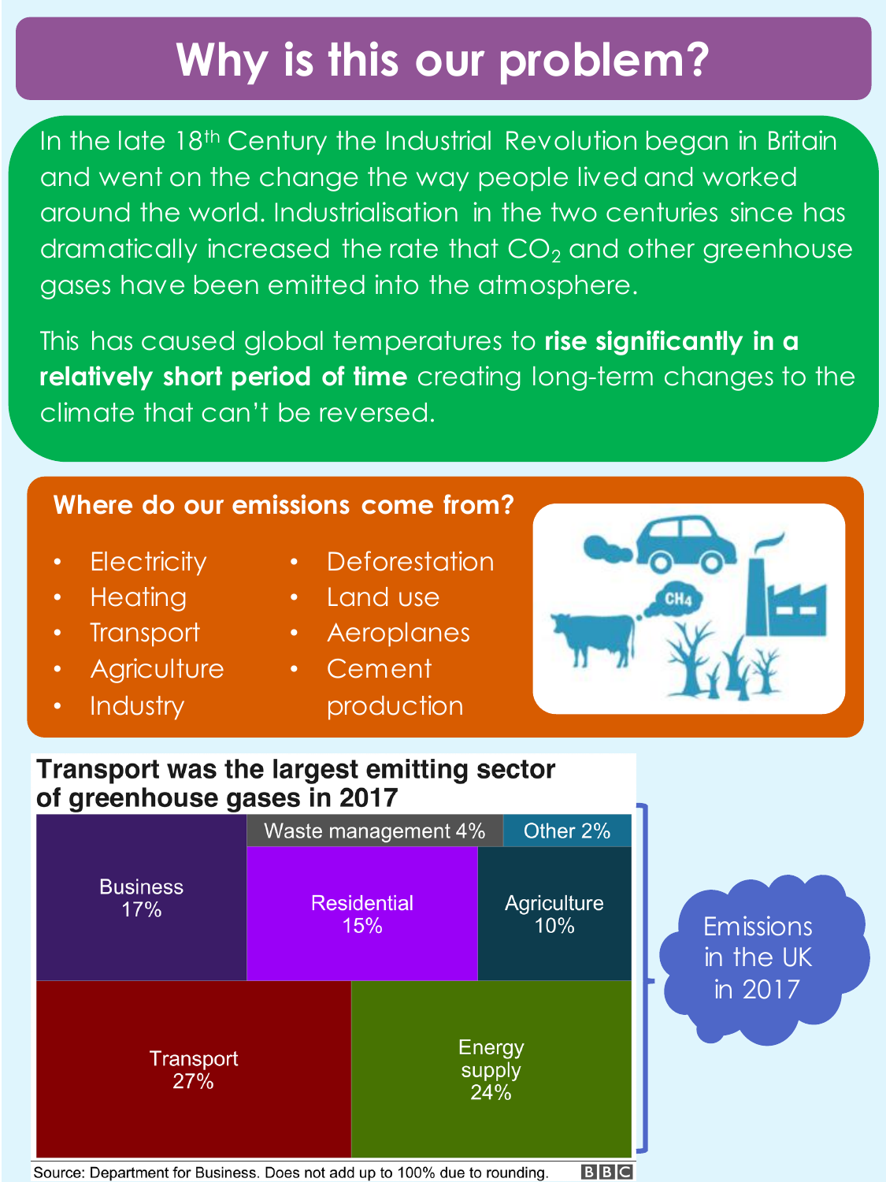# Why is this our problem?

In the late 18th Century the Industrial Revolution began in Britain and went on the change the way people lived and worked around the world. Industrialisation in the two centuries since has dramatically increased the rate that $CO_2$ and other greenhouse gases have been emitted into the atmosphere.

This has caused global temperatures to **rise significantly in a relatively short period of time** creating long-term changes to the climate that can't be reversed.

## Where do our emissions come from?

- Electricity
- Heating
- Transport
- Agriculture
- Industry
- Deforestation
- Land use
- Aeroplanes
- Cement production

## Transport was the largest emitting sector of greenhouse gases in 2017

| Sector | Share |
| --- | --- |
| Transport | 27% |
| Energy supply | 24% |
| Business | 17% |
| Residential | 15% |
| Agriculture | 10% |
| Waste management | 4% |
| Other | 2% |

Emissions in the UK in 2017

Source: Department for Business. Does not add up to 100% due to rounding. BBC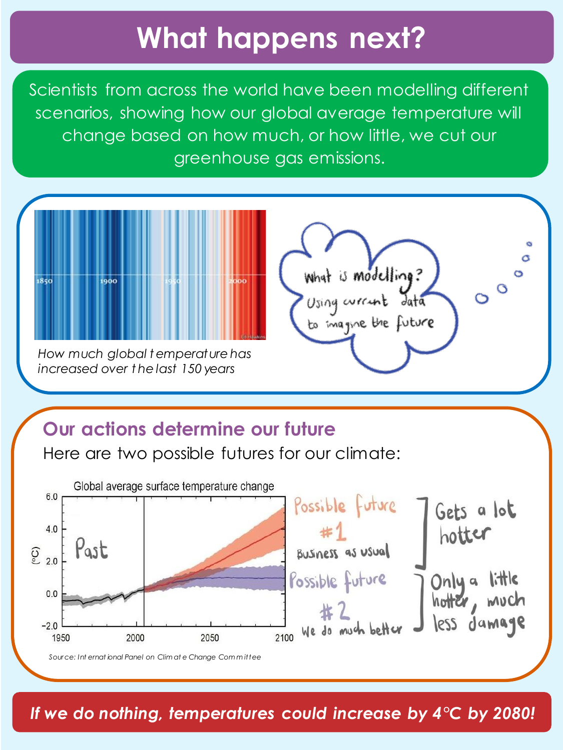# What happens next?

Scientists from across the world have been modelling different scenarios, showing how our global average temperature will change based on how much, or how little, we cut our greenhouse gas emissions.

*How much global temperature has increased over the last 150 years*

What is modelling? Using current data to imagine the future

## Our actions determine our future

Here are two possible futures for our climate:

Global average surface temperature change

Possible future #1 — Business as usual — Gets a lot hotter

Possible future #2 — We do much better — Only a little hotter, much less damage

Source: International Panel on Climate Change Committee

***If we do nothing, temperatures could increase by 4°C by 2080!***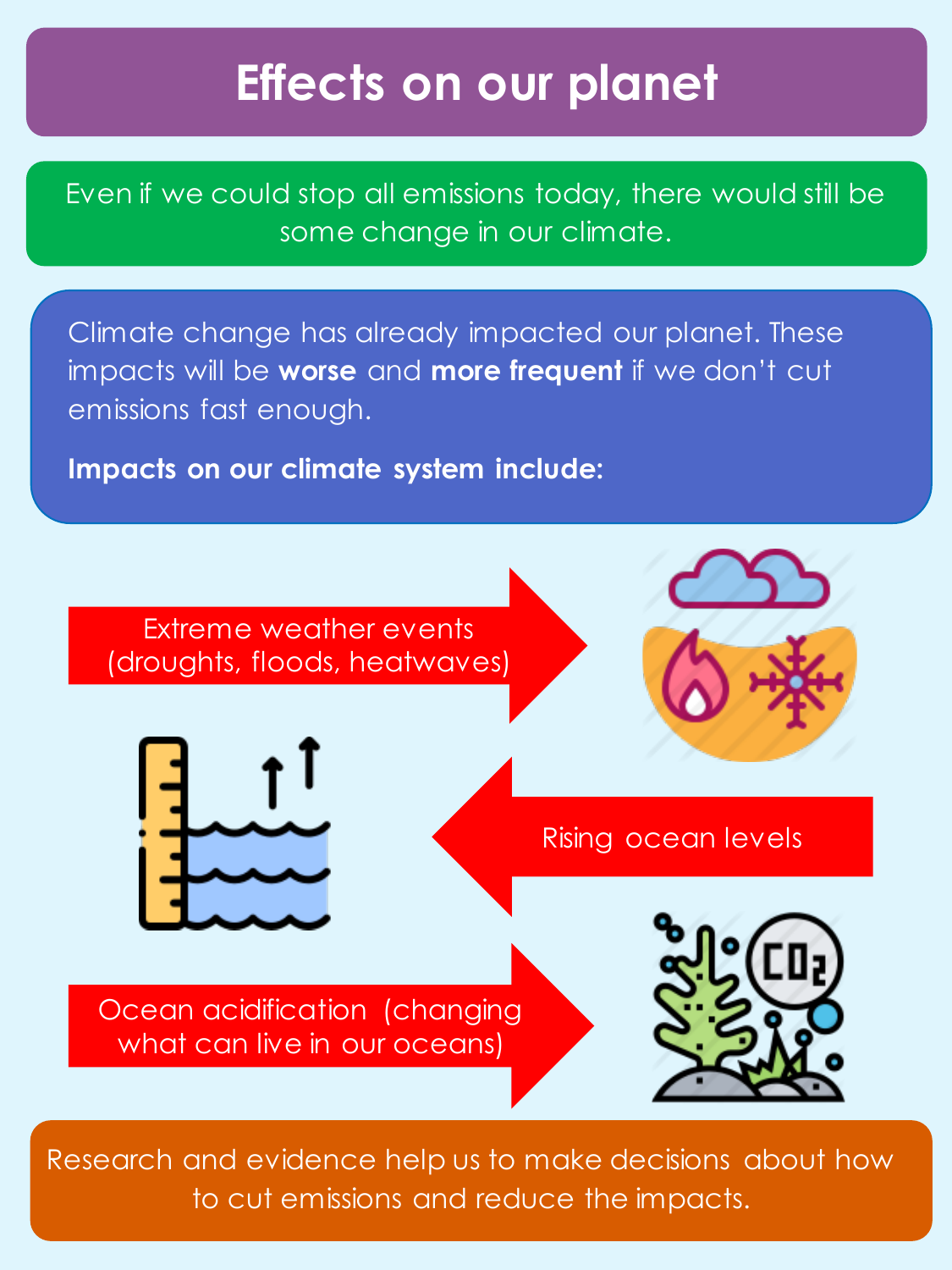# Effects on our planet

Even if we could stop all emissions today, there would still be some change in our climate.

Climate change has already impacted our planet. These impacts will be **worse** and **more frequent** if we don't cut emissions fast enough.

**Impacts on our climate system include:**

- Extreme weather events (droughts, floods, heatwaves)
- Rising ocean levels
- Ocean acidification (changing what can live in our oceans)

Research and evidence help us to make decisions about how to cut emissions and reduce the impacts.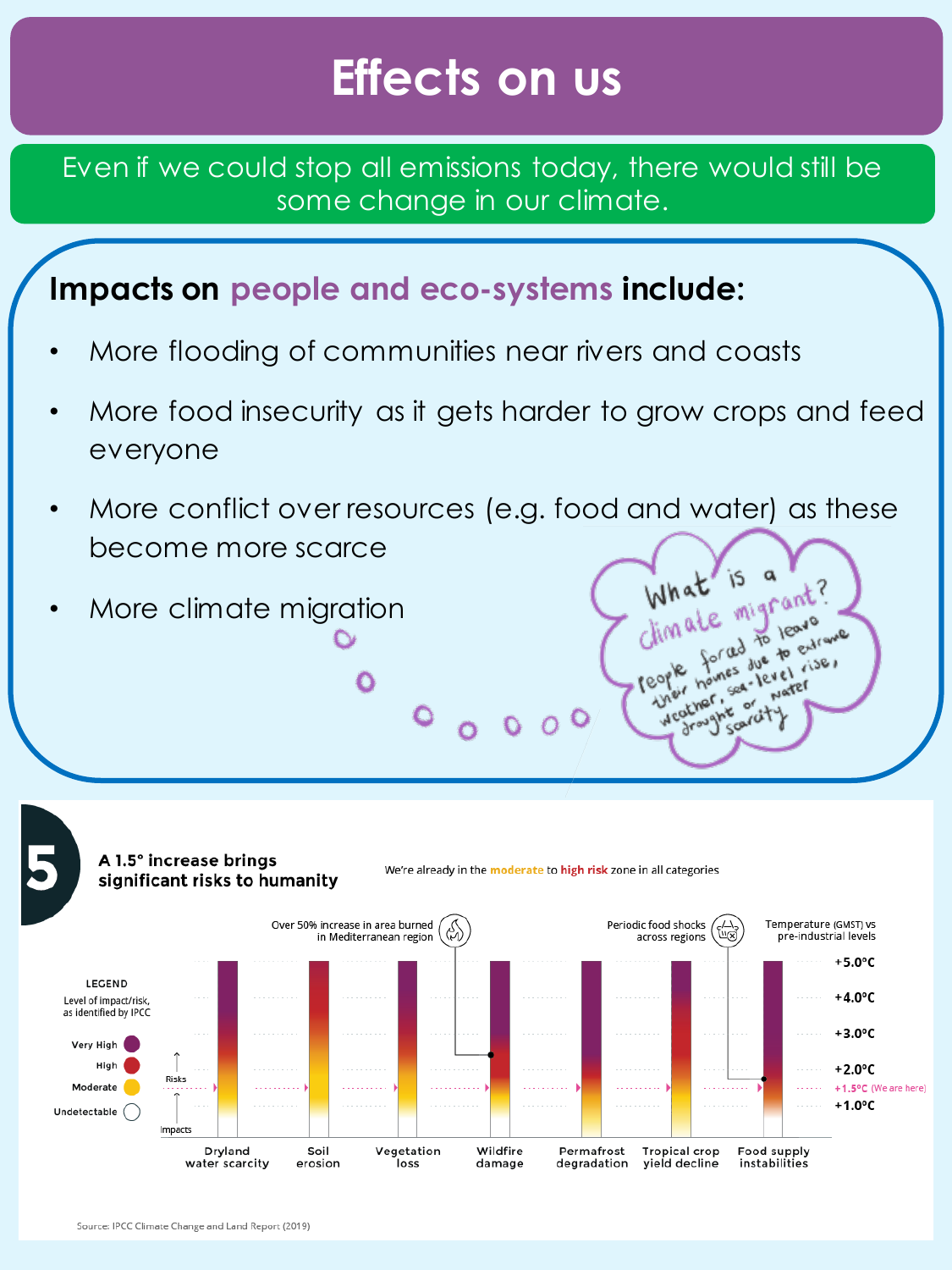# Effects on us

Even if we could stop all emissions today, there would still be some change in our climate.

## Impacts on people and eco-systems include:

- More flooding of communities near rivers and coasts
- More food insecurity as it gets harder to grow crops and feed everyone
- More conflict over resources (e.g. food and water) as these become more scarce
- More climate migration

What is a climate migrant? People forced to leave their homes due to extreme weather, sea-level rise, drought or water scarcity

**5**

**A 1.5° increase brings significant risks to humanity**

We're already in the moderate to high risk zone in all categories

Over 50% increase in area burned in Mediterranean region

Periodic food shocks across regions

Temperature (GMST) vs pre-industrial levels

+5.0°C

+4.0°C

+3.0°C

+2.0°C

+1.5°C (We are here)

+1.0°C

LEGEND

Level of impact/risk, as identified by IPCC

Very High

High

Moderate

Undetectable

Risks

Impacts

Dryland water scarcity | Soil erosion | Vegetation loss | Wildfire damage | Permafrost degradation | Tropical crop yield decline | Food supply instabilities

Source: IPCC Climate Change and Land Report (2019)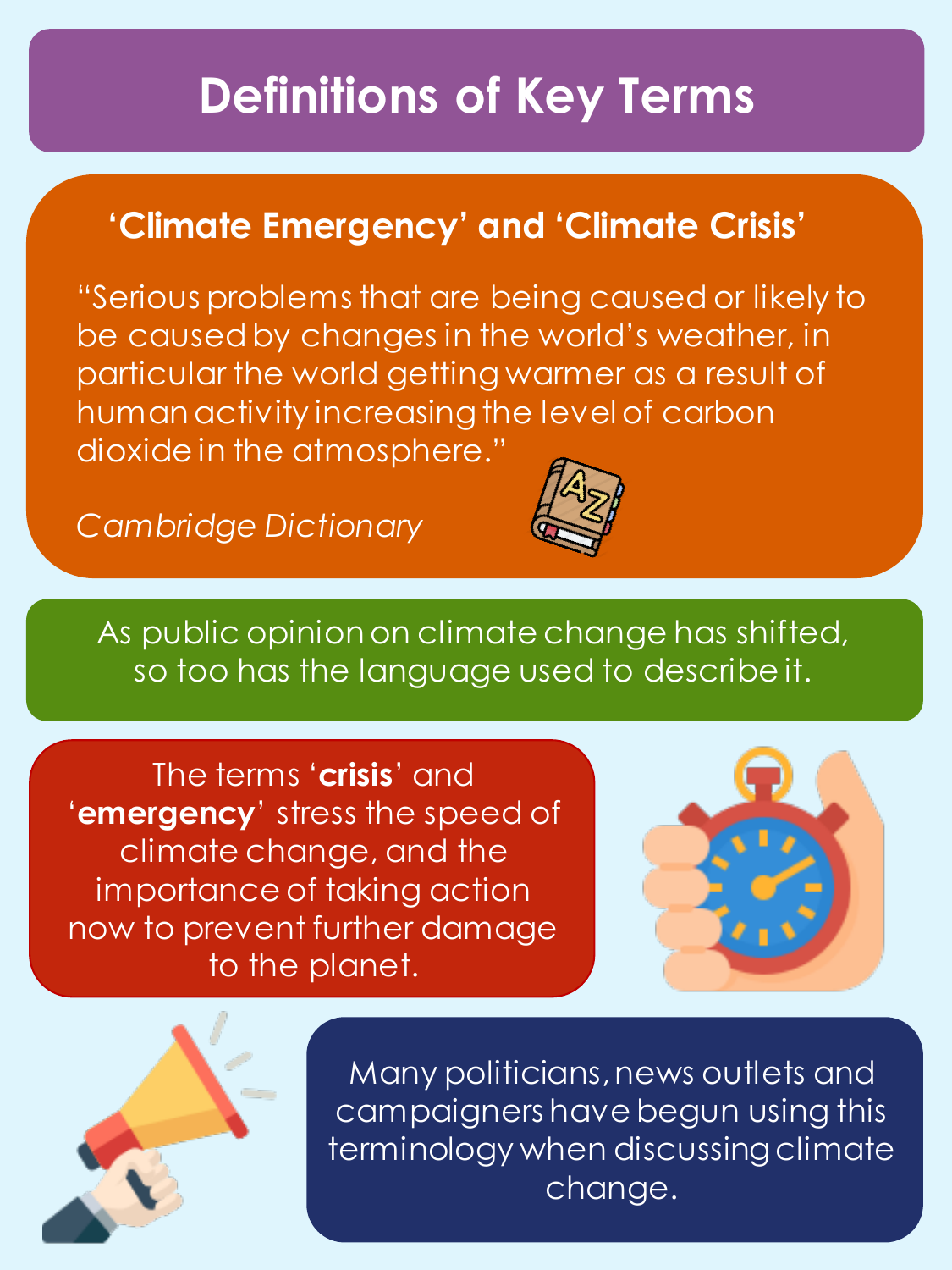# Definitions of Key Terms

## ‘Climate Emergency’ and ‘Climate Crisis’

“Serious problems that are being caused or likely to be caused by changes in the world’s weather, in particular the world getting warmer as a result of human activity increasing the level of carbon dioxide in the atmosphere.”

*Cambridge Dictionary*

As public opinion on climate change has shifted, so too has the language used to describe it.

The terms ‘**crisis**’ and ‘**emergency**’ stress the speed of climate change, and the importance of taking action now to prevent further damage to the planet.

Many politicians, news outlets and campaigners have begun using this terminology when discussing climate change.